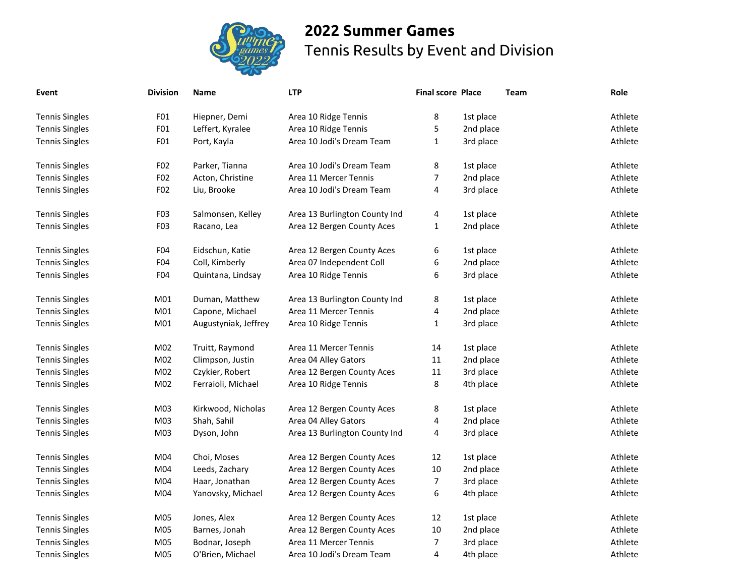# 2022 Summer Games

## Tennis Results by Event and Division

| Event | Division | Name | LTP | Final score | Place | Team | Role |
|---|---|---|---|---|---|---|---|
| Tennis Singles | F01 | Hiepner, Demi | Area 10 Ridge Tennis | 8 | 1st place | | Athlete |
| Tennis Singles | F01 | Leffert, Kyralee | Area 10 Ridge Tennis | 5 | 2nd place | | Athlete |
| Tennis Singles | F01 | Port, Kayla | Area 10 Jodi's Dream Team | 1 | 3rd place | | Athlete |
| Tennis Singles | F02 | Parker, Tianna | Area 10 Jodi's Dream Team | 8 | 1st place | | Athlete |
| Tennis Singles | F02 | Acton, Christine | Area 11 Mercer Tennis | 7 | 2nd place | | Athlete |
| Tennis Singles | F02 | Liu, Brooke | Area 10 Jodi's Dream Team | 4 | 3rd place | | Athlete |
| Tennis Singles | F03 | Salmonsen, Kelley | Area 13 Burlington County Ind | 4 | 1st place | | Athlete |
| Tennis Singles | F03 | Racano, Lea | Area 12 Bergen County Aces | 1 | 2nd place | | Athlete |
| Tennis Singles | F04 | Eidschun, Katie | Area 12 Bergen County Aces | 6 | 1st place | | Athlete |
| Tennis Singles | F04 | Coll, Kimberly | Area 07 Independent Coll | 6 | 2nd place | | Athlete |
| Tennis Singles | F04 | Quintana, Lindsay | Area 10 Ridge Tennis | 6 | 3rd place | | Athlete |
| Tennis Singles | M01 | Duman, Matthew | Area 13 Burlington County Ind | 8 | 1st place | | Athlete |
| Tennis Singles | M01 | Capone, Michael | Area 11 Mercer Tennis | 4 | 2nd place | | Athlete |
| Tennis Singles | M01 | Augustyniak, Jeffrey | Area 10 Ridge Tennis | 1 | 3rd place | | Athlete |
| Tennis Singles | M02 | Truitt, Raymond | Area 11 Mercer Tennis | 14 | 1st place | | Athlete |
| Tennis Singles | M02 | Climpson, Justin | Area 04 Alley Gators | 11 | 2nd place | | Athlete |
| Tennis Singles | M02 | Czykier, Robert | Area 12 Bergen County Aces | 11 | 3rd place | | Athlete |
| Tennis Singles | M02 | Ferraioli, Michael | Area 10 Ridge Tennis | 8 | 4th place | | Athlete |
| Tennis Singles | M03 | Kirkwood, Nicholas | Area 12 Bergen County Aces | 8 | 1st place | | Athlete |
| Tennis Singles | M03 | Shah, Sahil | Area 04 Alley Gators | 4 | 2nd place | | Athlete |
| Tennis Singles | M03 | Dyson, John | Area 13 Burlington County Ind | 4 | 3rd place | | Athlete |
| Tennis Singles | M04 | Choi, Moses | Area 12 Bergen County Aces | 12 | 1st place | | Athlete |
| Tennis Singles | M04 | Leeds, Zachary | Area 12 Bergen County Aces | 10 | 2nd place | | Athlete |
| Tennis Singles | M04 | Haar, Jonathan | Area 12 Bergen County Aces | 7 | 3rd place | | Athlete |
| Tennis Singles | M04 | Yanovsky, Michael | Area 12 Bergen County Aces | 6 | 4th place | | Athlete |
| Tennis Singles | M05 | Jones, Alex | Area 12 Bergen County Aces | 12 | 1st place | | Athlete |
| Tennis Singles | M05 | Barnes, Jonah | Area 12 Bergen County Aces | 10 | 2nd place | | Athlete |
| Tennis Singles | M05 | Bodnar, Joseph | Area 11 Mercer Tennis | 7 | 3rd place | | Athlete |
| Tennis Singles | M05 | O'Brien, Michael | Area 10 Jodi's Dream Team | 4 | 4th place | | Athlete |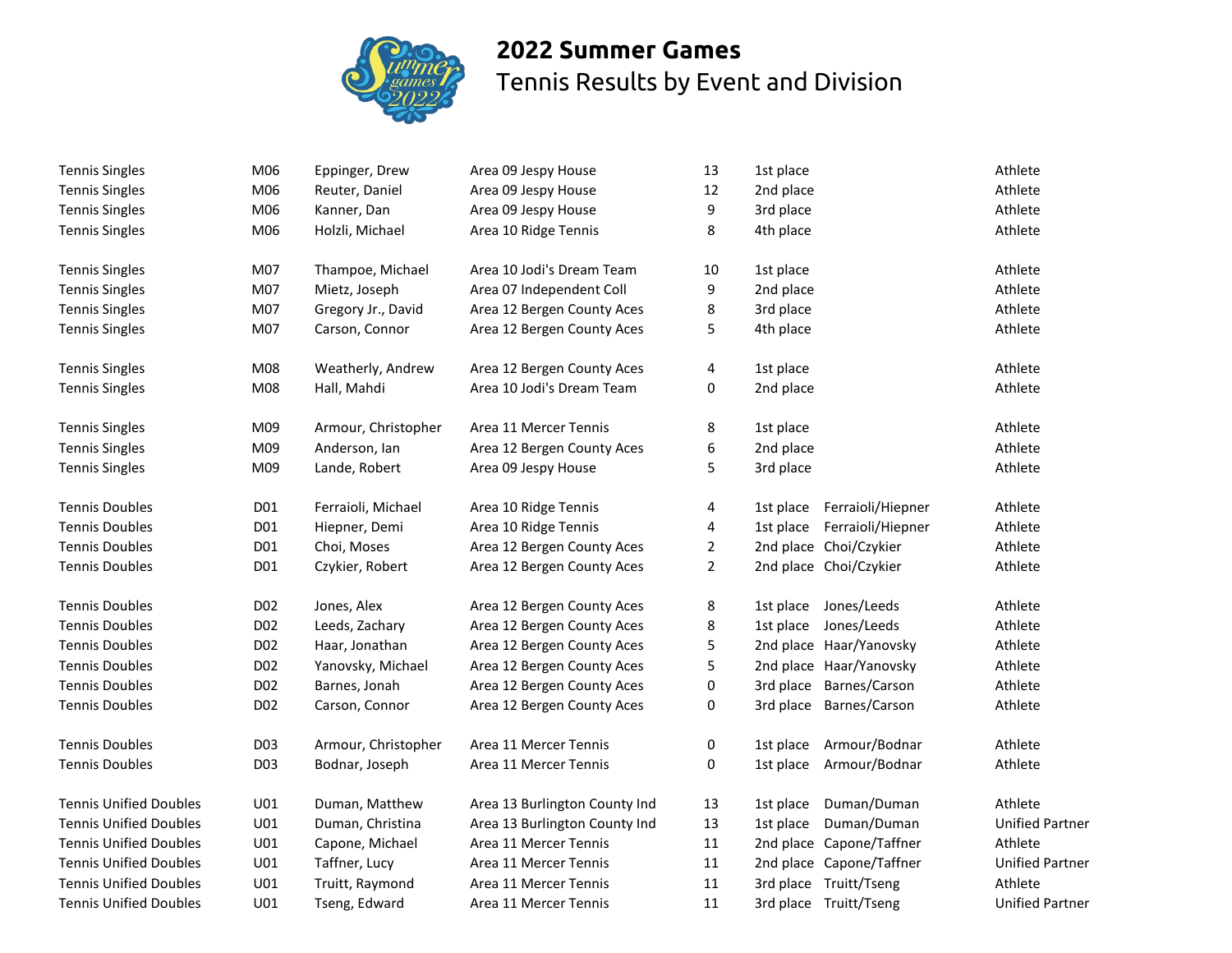# 2022 Summer Games

## Tennis Results by Event and Division

| Event | Division | Name | Team | Score | Place | Team Name | Role |
|---|---|---|---|---|---|---|---|
| Tennis Singles | M06 | Eppinger, Drew | Area 09 Jespy House | 13 | 1st place | | Athlete |
| Tennis Singles | M06 | Reuter, Daniel | Area 09 Jespy House | 12 | 2nd place | | Athlete |
| Tennis Singles | M06 | Kanner, Dan | Area 09 Jespy House | 9 | 3rd place | | Athlete |
| Tennis Singles | M06 | Holzli, Michael | Area 10 Ridge Tennis | 8 | 4th place | | Athlete |
| Tennis Singles | M07 | Thampoe, Michael | Area 10 Jodi's Dream Team | 10 | 1st place | | Athlete |
| Tennis Singles | M07 | Mietz, Joseph | Area 07 Independent Coll | 9 | 2nd place | | Athlete |
| Tennis Singles | M07 | Gregory Jr., David | Area 12 Bergen County Aces | 8 | 3rd place | | Athlete |
| Tennis Singles | M07 | Carson, Connor | Area 12 Bergen County Aces | 5 | 4th place | | Athlete |
| Tennis Singles | M08 | Weatherly, Andrew | Area 12 Bergen County Aces | 4 | 1st place | | Athlete |
| Tennis Singles | M08 | Hall, Mahdi | Area 10 Jodi's Dream Team | 0 | 2nd place | | Athlete |
| Tennis Singles | M09 | Armour, Christopher | Area 11 Mercer Tennis | 8 | 1st place | | Athlete |
| Tennis Singles | M09 | Anderson, Ian | Area 12 Bergen County Aces | 6 | 2nd place | | Athlete |
| Tennis Singles | M09 | Lande, Robert | Area 09 Jespy House | 5 | 3rd place | | Athlete |
| Tennis Doubles | D01 | Ferraioli, Michael | Area 10 Ridge Tennis | 4 | 1st place | Ferraioli/Hiepner | Athlete |
| Tennis Doubles | D01 | Hiepner, Demi | Area 10 Ridge Tennis | 4 | 1st place | Ferraioli/Hiepner | Athlete |
| Tennis Doubles | D01 | Choi, Moses | Area 12 Bergen County Aces | 2 | 2nd place | Choi/Czykier | Athlete |
| Tennis Doubles | D01 | Czykier, Robert | Area 12 Bergen County Aces | 2 | 2nd place | Choi/Czykier | Athlete |
| Tennis Doubles | D02 | Jones, Alex | Area 12 Bergen County Aces | 8 | 1st place | Jones/Leeds | Athlete |
| Tennis Doubles | D02 | Leeds, Zachary | Area 12 Bergen County Aces | 8 | 1st place | Jones/Leeds | Athlete |
| Tennis Doubles | D02 | Haar, Jonathan | Area 12 Bergen County Aces | 5 | 2nd place | Haar/Yanovsky | Athlete |
| Tennis Doubles | D02 | Yanovsky, Michael | Area 12 Bergen County Aces | 5 | 2nd place | Haar/Yanovsky | Athlete |
| Tennis Doubles | D02 | Barnes, Jonah | Area 12 Bergen County Aces | 0 | 3rd place | Barnes/Carson | Athlete |
| Tennis Doubles | D02 | Carson, Connor | Area 12 Bergen County Aces | 0 | 3rd place | Barnes/Carson | Athlete |
| Tennis Doubles | D03 | Armour, Christopher | Area 11 Mercer Tennis | 0 | 1st place | Armour/Bodnar | Athlete |
| Tennis Doubles | D03 | Bodnar, Joseph | Area 11 Mercer Tennis | 0 | 1st place | Armour/Bodnar | Athlete |
| Tennis Unified Doubles | U01 | Duman, Matthew | Area 13 Burlington County Ind | 13 | 1st place | Duman/Duman | Athlete |
| Tennis Unified Doubles | U01 | Duman, Christina | Area 13 Burlington County Ind | 13 | 1st place | Duman/Duman | Unified Partner |
| Tennis Unified Doubles | U01 | Capone, Michael | Area 11 Mercer Tennis | 11 | 2nd place | Capone/Taffner | Athlete |
| Tennis Unified Doubles | U01 | Taffner, Lucy | Area 11 Mercer Tennis | 11 | 2nd place | Capone/Taffner | Unified Partner |
| Tennis Unified Doubles | U01 | Truitt, Raymond | Area 11 Mercer Tennis | 11 | 3rd place | Truitt/Tseng | Athlete |
| Tennis Unified Doubles | U01 | Tseng, Edward | Area 11 Mercer Tennis | 11 | 3rd place | Truitt/Tseng | Unified Partner |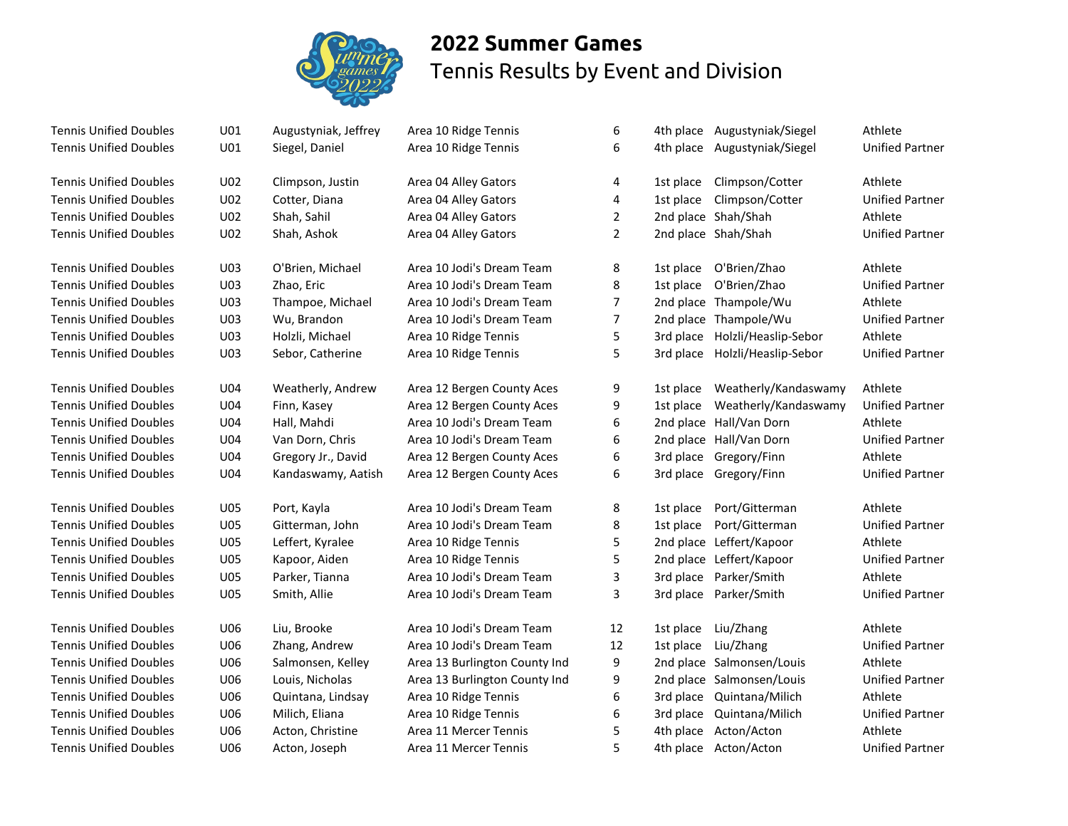## 2022 Summer Games

Tennis Results by Event and Division

| | | | | | | | |
|---|---|---|---|---|---|---|---|
| Tennis Unified Doubles | U01 | Augustyniak, Jeffrey | Area 10 Ridge Tennis | 6 | 4th place | Augustyniak/Siegel | Athlete |
| Tennis Unified Doubles | U01 | Siegel, Daniel | Area 10 Ridge Tennis | 6 | 4th place | Augustyniak/Siegel | Unified Partner |
| Tennis Unified Doubles | U02 | Climpson, Justin | Area 04 Alley Gators | 4 | 1st place | Climpson/Cotter | Athlete |
| Tennis Unified Doubles | U02 | Cotter, Diana | Area 04 Alley Gators | 4 | 1st place | Climpson/Cotter | Unified Partner |
| Tennis Unified Doubles | U02 | Shah, Sahil | Area 04 Alley Gators | 2 | 2nd place | Shah/Shah | Athlete |
| Tennis Unified Doubles | U02 | Shah, Ashok | Area 04 Alley Gators | 2 | 2nd place | Shah/Shah | Unified Partner |
| Tennis Unified Doubles | U03 | O'Brien, Michael | Area 10 Jodi's Dream Team | 8 | 1st place | O'Brien/Zhao | Athlete |
| Tennis Unified Doubles | U03 | Zhao, Eric | Area 10 Jodi's Dream Team | 8 | 1st place | O'Brien/Zhao | Unified Partner |
| Tennis Unified Doubles | U03 | Thampoe, Michael | Area 10 Jodi's Dream Team | 7 | 2nd place | Thampole/Wu | Athlete |
| Tennis Unified Doubles | U03 | Wu, Brandon | Area 10 Jodi's Dream Team | 7 | 2nd place | Thampole/Wu | Unified Partner |
| Tennis Unified Doubles | U03 | Holzli, Michael | Area 10 Ridge Tennis | 5 | 3rd place | Holzli/Heaslip-Sebor | Athlete |
| Tennis Unified Doubles | U03 | Sebor, Catherine | Area 10 Ridge Tennis | 5 | 3rd place | Holzli/Heaslip-Sebor | Unified Partner |
| Tennis Unified Doubles | U04 | Weatherly, Andrew | Area 12 Bergen County Aces | 9 | 1st place | Weatherly/Kandaswamy | Athlete |
| Tennis Unified Doubles | U04 | Finn, Kasey | Area 12 Bergen County Aces | 9 | 1st place | Weatherly/Kandaswamy | Unified Partner |
| Tennis Unified Doubles | U04 | Hall, Mahdi | Area 10 Jodi's Dream Team | 6 | 2nd place | Hall/Van Dorn | Athlete |
| Tennis Unified Doubles | U04 | Van Dorn, Chris | Area 10 Jodi's Dream Team | 6 | 2nd place | Hall/Van Dorn | Unified Partner |
| Tennis Unified Doubles | U04 | Gregory Jr., David | Area 12 Bergen County Aces | 6 | 3rd place | Gregory/Finn | Athlete |
| Tennis Unified Doubles | U04 | Kandaswamy, Aatish | Area 12 Bergen County Aces | 6 | 3rd place | Gregory/Finn | Unified Partner |
| Tennis Unified Doubles | U05 | Port, Kayla | Area 10 Jodi's Dream Team | 8 | 1st place | Port/Gitterman | Athlete |
| Tennis Unified Doubles | U05 | Gitterman, John | Area 10 Jodi's Dream Team | 8 | 1st place | Port/Gitterman | Unified Partner |
| Tennis Unified Doubles | U05 | Leffert, Kyralee | Area 10 Ridge Tennis | 5 | 2nd place | Leffert/Kapoor | Athlete |
| Tennis Unified Doubles | U05 | Kapoor, Aiden | Area 10 Ridge Tennis | 5 | 2nd place | Leffert/Kapoor | Unified Partner |
| Tennis Unified Doubles | U05 | Parker, Tianna | Area 10 Jodi's Dream Team | 3 | 3rd place | Parker/Smith | Athlete |
| Tennis Unified Doubles | U05 | Smith, Allie | Area 10 Jodi's Dream Team | 3 | 3rd place | Parker/Smith | Unified Partner |
| Tennis Unified Doubles | U06 | Liu, Brooke | Area 10 Jodi's Dream Team | 12 | 1st place | Liu/Zhang | Athlete |
| Tennis Unified Doubles | U06 | Zhang, Andrew | Area 10 Jodi's Dream Team | 12 | 1st place | Liu/Zhang | Unified Partner |
| Tennis Unified Doubles | U06 | Salmonsen, Kelley | Area 13 Burlington County Ind | 9 | 2nd place | Salmonsen/Louis | Athlete |
| Tennis Unified Doubles | U06 | Louis, Nicholas | Area 13 Burlington County Ind | 9 | 2nd place | Salmonsen/Louis | Unified Partner |
| Tennis Unified Doubles | U06 | Quintana, Lindsay | Area 10 Ridge Tennis | 6 | 3rd place | Quintana/Milich | Athlete |
| Tennis Unified Doubles | U06 | Milich, Eliana | Area 10 Ridge Tennis | 6 | 3rd place | Quintana/Milich | Unified Partner |
| Tennis Unified Doubles | U06 | Acton, Christine | Area 11 Mercer Tennis | 5 | 4th place | Acton/Acton | Athlete |
| Tennis Unified Doubles | U06 | Acton, Joseph | Area 11 Mercer Tennis | 5 | 4th place | Acton/Acton | Unified Partner |